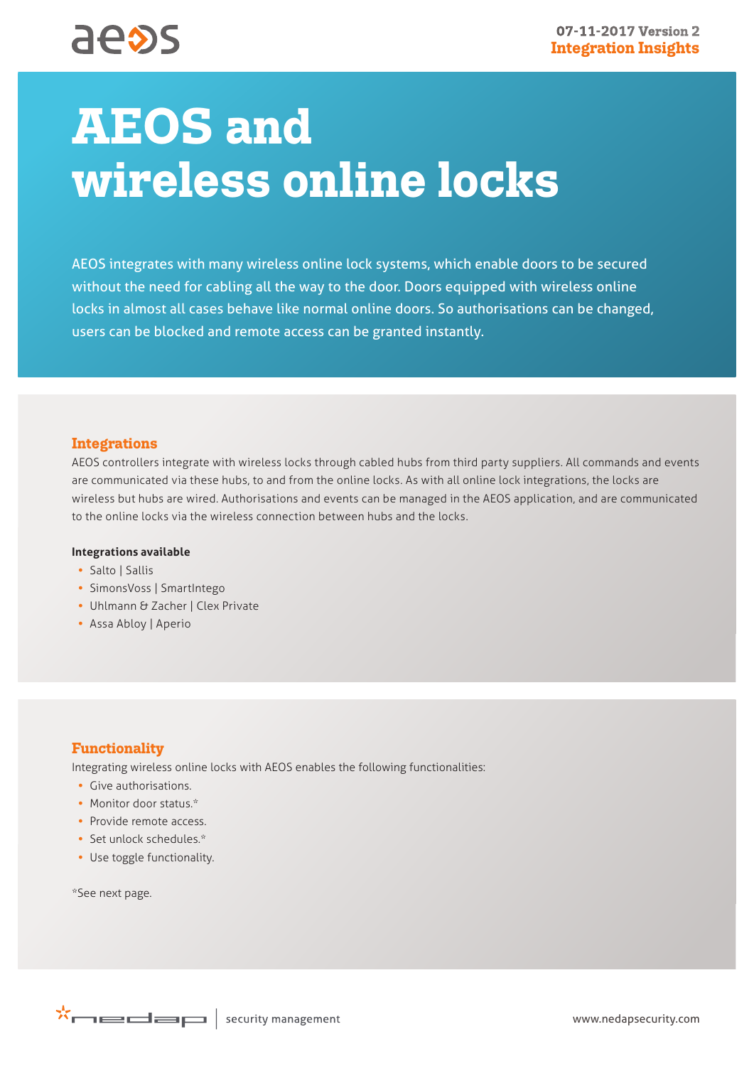07-11-2017 Version 2
**Integration Insights**

# AEOS and wireless online locks

AEOS integrates with many wireless online lock systems, which enable doors to be secured without the need for cabling all the way to the door. Doors equipped with wireless online locks in almost all cases behave like normal online doors. So authorisations can be changed, users can be blocked and remote access can be granted instantly.

## Integrations

AEOS controllers integrate with wireless locks through cabled hubs from third party suppliers. All commands and events are communicated via these hubs, to and from the online locks. As with all online lock integrations, the locks are wireless but hubs are wired. Authorisations and events can be managed in the AEOS application, and are communicated to the online locks via the wireless connection between hubs and the locks.

**Integrations available**

- Salto | Sallis
- SimonsVoss | SmartIntego
- Uhlmann & Zacher | Clex Private
- Assa Abloy | Aperio

## Functionality

Integrating wireless online locks with AEOS enables the following functionalities:

- Give authorisations.
- Monitor door status.*
- Provide remote access.
- Set unlock schedules.*
- Use toggle functionality.

*See next page.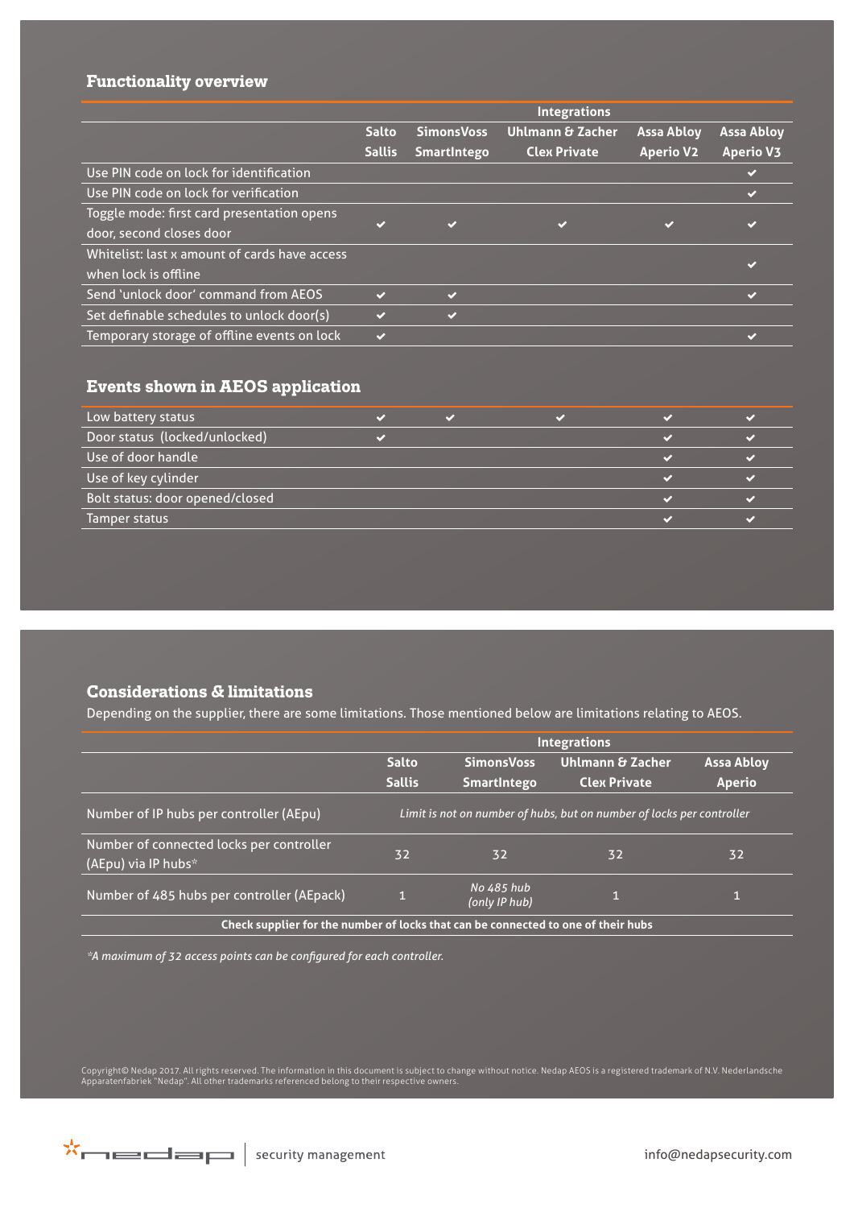## Functionality overview

| | Integrations | | | | |
|---|---|---|---|---|---|
| | Salto Sallis | SimonsVoss SmartIntego | Uhlmann & Zacher Clex Private | Assa Abloy Aperio V2 | Assa Abloy Aperio V3 |
| Use PIN code on lock for identification | | | | | ✔ |
| Use PIN code on lock for verification | | | | | ✔ |
| Toggle mode: first card presentation opens door, second closes door | ✔ | ✔ | ✔ | ✔ | ✔ |
| Whitelist: last x amount of cards have access when lock is offline | | | | | ✔ |
| Send 'unlock door' command from AEOS | ✔ | ✔ | | | ✔ |
| Set definable schedules to unlock door(s) | ✔ | ✔ | | | |
| Temporary storage of offline events on lock | ✔ | | | | ✔ |

## Events shown in AEOS application

| | | | | | |
|---|---|---|---|---|---|
| Low battery status | ✔ | ✔ | ✔ | ✔ | ✔ |
| Door status (locked/unlocked) | ✔ | | | ✔ | ✔ |
| Use of door handle | | | | ✔ | ✔ |
| Use of key cylinder | | | | ✔ | ✔ |
| Bolt status: door opened/closed | | | | ✔ | ✔ |
| Tamper status | | | | ✔ | ✔ |

## Considerations & limitations

Depending on the supplier, there are some limitations. Those mentioned below are limitations relating to AEOS.

| | Integrations | | | |
|---|---|---|---|---|
| | Salto Sallis | SimonsVoss SmartIntego | Uhlmann & Zacher Clex Private | Assa Abloy Aperio |
| Number of IP hubs per controller (AEpu) | *Limit is not on number of hubs, but on number of locks per controller* | | | |
| Number of connected locks per controller (AEpu) via IP hubs* | 32 | 32 | 32 | 32 |
| Number of 485 hubs per controller (AEpack) | 1 | *No 485 hub (only IP hub)* | 1 | 1 |
| **Check supplier for the number of locks that can be connected to one of their hubs** | | | | |

*\*A maximum of 32 access points can be configured for each controller.*

Copyright© Nedap 2017. All rights reserved. The information in this document is subject to change without notice. Nedap AEOS is a registered trademark of N.V. Nederlandsche Apparatenfabriek "Nedap". All other trademarks referenced belong to their respective owners.

nedap | security management

info@nedapsecurity.com